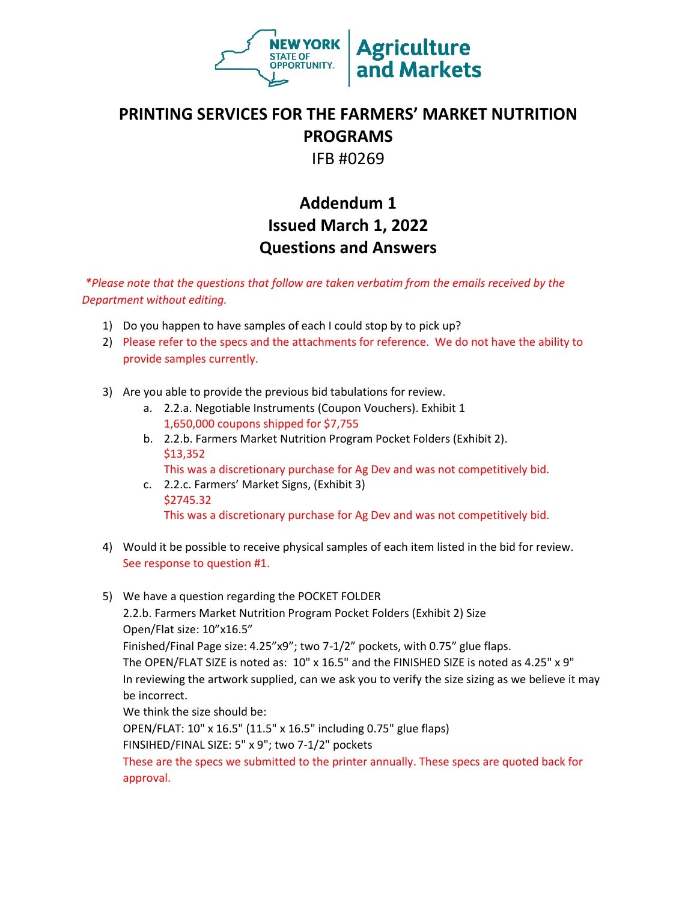NEW YORK STATE OF OPPORTUNITY. | Agriculture and Markets

# PRINTING SERVICES FOR THE FARMERS' MARKET NUTRITION PROGRAMS

IFB #0269

## Addendum 1
## Issued March 1, 2022
## Questions and Answers

*\*Please note that the questions that follow are taken verbatim from the emails received by the Department without editing.*

1) Do you happen to have samples of each I could stop by to pick up?
2) Please refer to the specs and the attachments for reference. We do not have the ability to provide samples currently.

3) Are you able to provide the previous bid tabulations for review.
   a. 2.2.a. Negotiable Instruments (Coupon Vouchers). Exhibit 1
      1,650,000 coupons shipped for $7,755
   b. 2.2.b. Farmers Market Nutrition Program Pocket Folders (Exhibit 2).
      $13,352
      This was a discretionary purchase for Ag Dev and was not competitively bid.
   c. 2.2.c. Farmers' Market Signs, (Exhibit 3)
      $2745.32
      This was a discretionary purchase for Ag Dev and was not competitively bid.

4) Would it be possible to receive physical samples of each item listed in the bid for review.
   See response to question #1.

5) We have a question regarding the POCKET FOLDER
   2.2.b. Farmers Market Nutrition Program Pocket Folders (Exhibit 2) Size
   Open/Flat size: 10"x16.5"
   Finished/Final Page size: 4.25"x9"; two 7-1/2" pockets, with 0.75" glue flaps.
   The OPEN/FLAT SIZE is noted as: 10" x 16.5" and the FINISHED SIZE is noted as 4.25" x 9"
   In reviewing the artwork supplied, can we ask you to verify the size sizing as we believe it may be incorrect.
   We think the size should be:
   OPEN/FLAT: 10" x 16.5" (11.5" x 16.5" including 0.75" glue flaps)
   FINSIHED/FINAL SIZE: 5" x 9"; two 7-1/2" pockets
   These are the specs we submitted to the printer annually. These specs are quoted back for approval.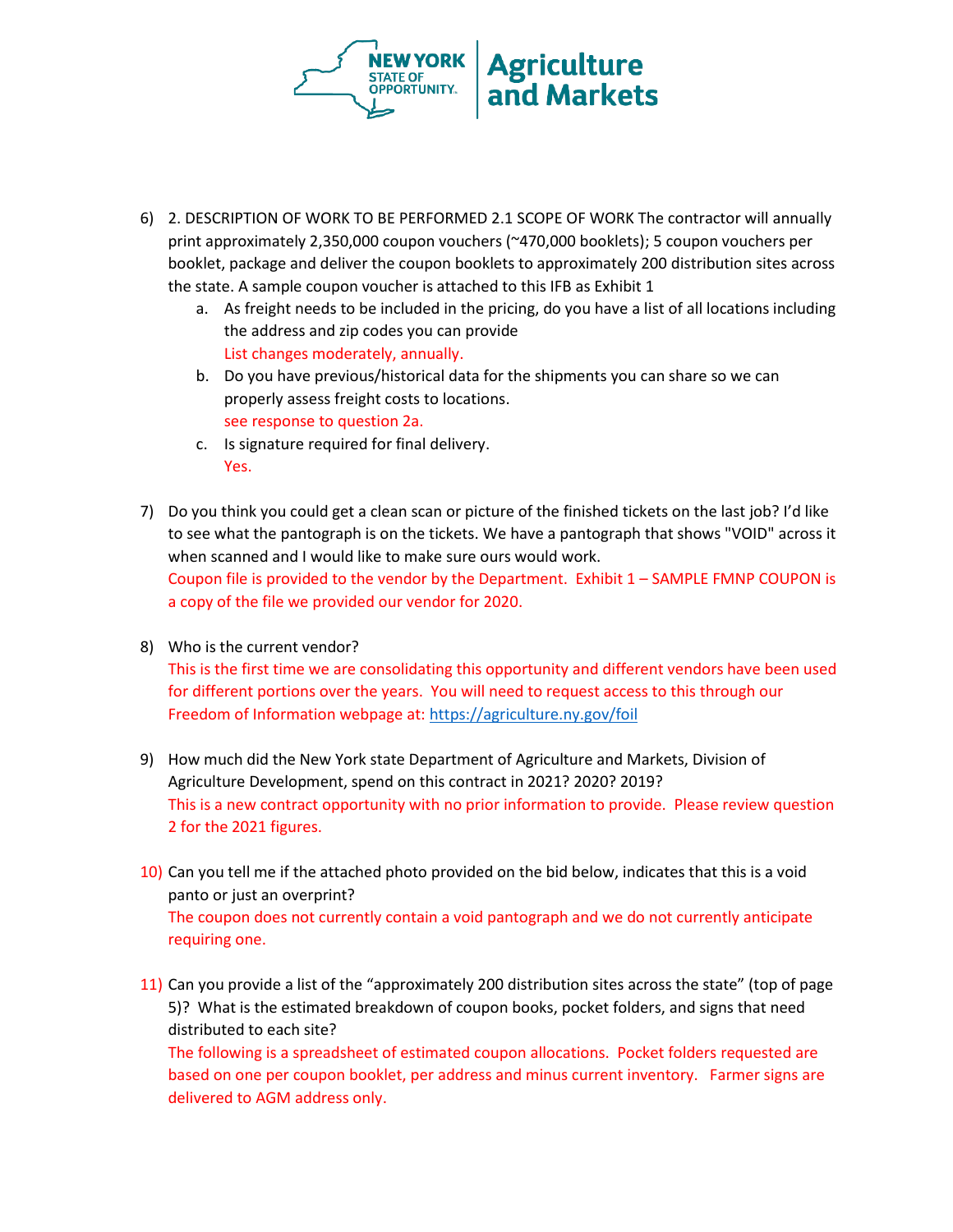6) 2. DESCRIPTION OF WORK TO BE PERFORMED 2.1 SCOPE OF WORK The contractor will annually print approximately 2,350,000 coupon vouchers (~470,000 booklets); 5 coupon vouchers per booklet, package and deliver the coupon booklets to approximately 200 distribution sites across the state. A sample coupon voucher is attached to this IFB as Exhibit 1
   a. As freight needs to be included in the pricing, do you have a list of all locations including the address and zip codes you can provide
      List changes moderately, annually.
   b. Do you have previous/historical data for the shipments you can share so we can properly assess freight costs to locations.
      see response to question 2a.
   c. Is signature required for final delivery.
      Yes.

7) Do you think you could get a clean scan or picture of the finished tickets on the last job? I'd like to see what the pantograph is on the tickets. We have a pantograph that shows "VOID" across it when scanned and I would like to make sure ours would work.
   Coupon file is provided to the vendor by the Department. Exhibit 1 – SAMPLE FMNP COUPON is a copy of the file we provided our vendor for 2020.

8) Who is the current vendor?
   This is the first time we are consolidating this opportunity and different vendors have been used for different portions over the years. You will need to request access to this through our Freedom of Information webpage at: https://agriculture.ny.gov/foil

9) How much did the New York state Department of Agriculture and Markets, Division of Agriculture Development, spend on this contract in 2021? 2020? 2019?
   This is a new contract opportunity with no prior information to provide. Please review question 2 for the 2021 figures.

10) Can you tell me if the attached photo provided on the bid below, indicates that this is a void panto or just an overprint?
    The coupon does not currently contain a void pantograph and we do not currently anticipate requiring one.

11) Can you provide a list of the "approximately 200 distribution sites across the state" (top of page 5)? What is the estimated breakdown of coupon books, pocket folders, and signs that need distributed to each site?
    The following is a spreadsheet of estimated coupon allocations. Pocket folders requested are based on one per coupon booklet, per address and minus current inventory. Farmer signs are delivered to AGM address only.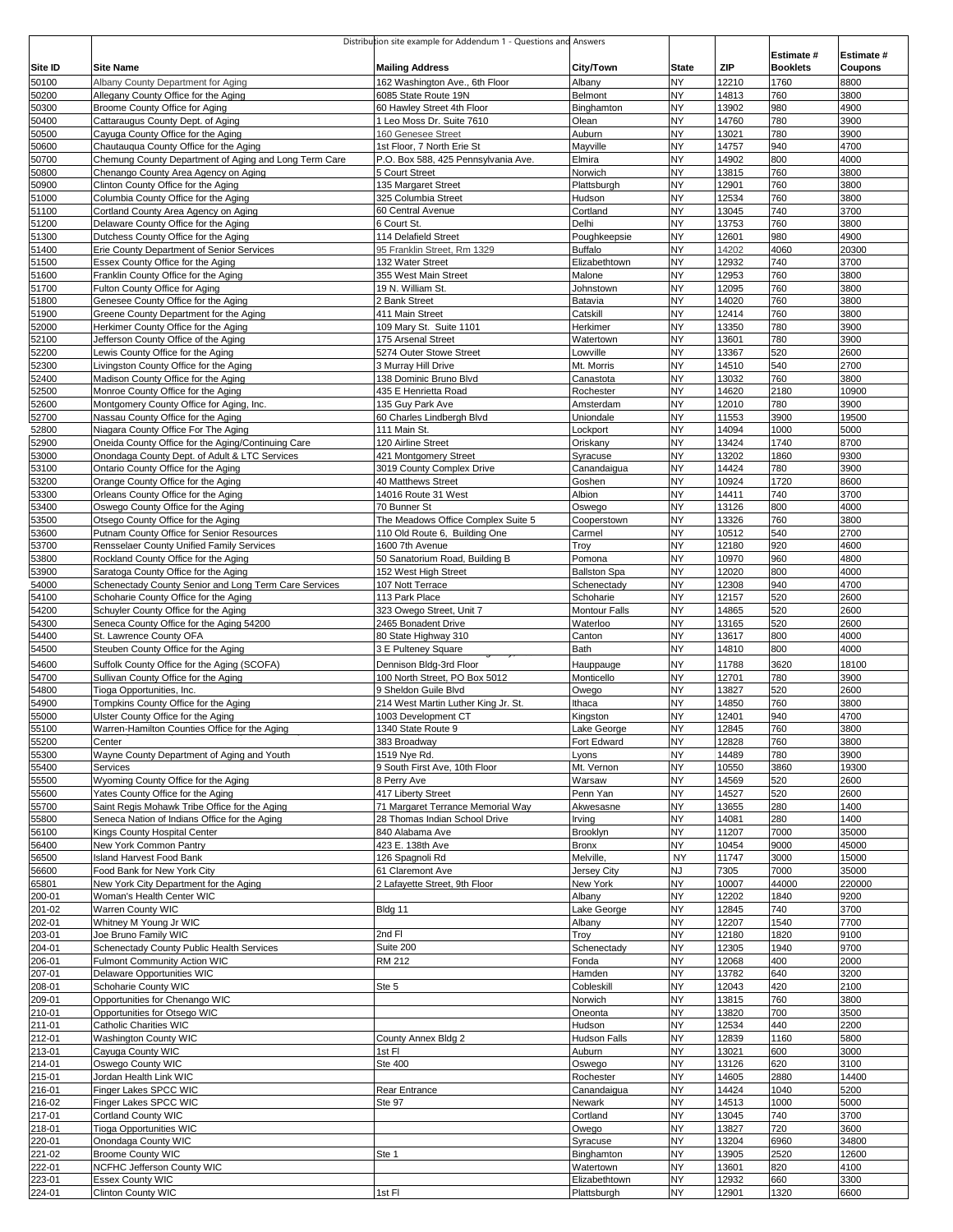Distribution site example for Addendum 1 - Questions and Answers

| Site ID | Site Name | Mailing Address | City/Town | State | ZIP | Estimate # Booklets | Estimate # Coupons |
|---|---|---|---|---|---|---|---|
| 50100 | Albany County Department for Aging | 162 Washington Ave., 6th Floor | Albany | NY | 12210 | 1760 | 8800 |
| 50200 | Allegany County Office for the Aging | 6085 State Route 19N | Belmont | NY | 14813 | 760 | 3800 |
| 50300 | Broome County Office for Aging | 60 Hawley Street 4th Floor | Binghamton | NY | 13902 | 980 | 4900 |
| 50400 | Cattaraugus County Dept. of Aging | 1 Leo Moss Dr. Suite 7610 | Olean | NY | 14760 | 780 | 3900 |
| 50500 | Cayuga County Office for the Aging | 160 Genesee Street | Auburn | NY | 13021 | 780 | 3900 |
| 50600 | Chautauqua County Office for the Aging | 1st Floor, 7 North Erie St | Mayville | NY | 14757 | 940 | 4700 |
| 50700 | Chemung County Department of Aging and Long Term Care | P.O. Box 588, 425 Pennsylvania Ave. | Elmira | NY | 14902 | 800 | 4000 |
| 50800 | Chenango County Area Agency on Aging | 5 Court Street | Norwich | NY | 13815 | 760 | 3800 |
| 50900 | Clinton County Office for the Aging | 135 Margaret Street | Plattsburgh | NY | 12901 | 760 | 3800 |
| 51000 | Columbia County Office for the Aging | 325 Columbia Street | Hudson | NY | 12534 | 760 | 3800 |
| 51100 | Cortland County Area Agency on Aging | 60 Central Avenue | Cortland | NY | 13045 | 740 | 3700 |
| 51200 | Delaware County Office for the Aging | 6 Court St. | Delhi | NY | 13753 | 760 | 3800 |
| 51300 | Dutchess County Office for the Aging | 114 Delafield Street | Poughkeepsie | NY | 12601 | 980 | 4900 |
| 51400 | Erie County Department of Senior Services | 95 Franklin Street, Rm 1329 | Buffalo | NY | 14202 | 4060 | 20300 |
| 51500 | Essex County Office for the Aging | 132 Water Street | Elizabethtown | NY | 12932 | 740 | 3700 |
| 51600 | Franklin County Office for the Aging | 355 West Main Street | Malone | NY | 12953 | 760 | 3800 |
| 51700 | Fulton County Office for Aging | 19 N. William St. | Johnstown | NY | 12095 | 760 | 3800 |
| 51800 | Genesee County Office for the Aging | 2 Bank Street | Batavia | NY | 14020 | 760 | 3800 |
| 51900 | Greene County Department for the Aging | 411 Main Street | Catskill | NY | 12414 | 760 | 3800 |
| 52000 | Herkimer County Office for the Aging | 109 Mary St. Suite 1101 | Herkimer | NY | 13350 | 780 | 3900 |
| 52100 | Jefferson County Office of the Aging | 175 Arsenal Street | Watertown | NY | 13601 | 780 | 3900 |
| 52200 | Lewis County Office for the Aging | 5274 Outer Stowe Street | Lowville | NY | 13367 | 520 | 2600 |
| 52300 | Livingston County Office for the Aging | 3 Murray Hill Drive | Mt. Morris | NY | 14510 | 540 | 2700 |
| 52400 | Madison County Office for the Aging | 138 Dominic Bruno Blvd | Canastota | NY | 13032 | 760 | 3800 |
| 52500 | Monroe County Office for the Aging | 435 E Henrietta Road | Rochester | NY | 14620 | 2180 | 10900 |
| 52600 | Montgomery County Office for Aging, Inc. | 135 Guy Park Ave | Amsterdam | NY | 12010 | 780 | 3900 |
| 52700 | Nassau County Office for the Aging | 60 Charles Lindbergh Blvd | Uniondale | NY | 11553 | 3900 | 19500 |
| 52800 | Niagara County Office For The Aging | 111 Main St. | Lockport | NY | 14094 | 1000 | 5000 |
| 52900 | Oneida County Office for the Aging/Continuing Care | 120 Airline Street | Oriskany | NY | 13424 | 1740 | 8700 |
| 53000 | Onondaga County Dept. of Adult & LTC Services | 421 Montgomery Street | Syracuse | NY | 13202 | 1860 | 9300 |
| 53100 | Ontario County Office for the Aging | 3019 County Complex Drive | Canandaigua | NY | 14424 | 780 | 3900 |
| 53200 | Orange County Office for the Aging | 40 Matthews Street | Goshen | NY | 10924 | 1720 | 8600 |
| 53300 | Orleans County Office for the Aging | 14016 Route 31 West | Albion | NY | 14411 | 740 | 3700 |
| 53400 | Oswego County Office for the Aging | 70 Bunner St | Oswego | NY | 13126 | 800 | 4000 |
| 53500 | Otsego County Office for the Aging | The Meadows Office Complex Suite 5 | Cooperstown | NY | 13326 | 760 | 3800 |
| 53600 | Putnam County Office for Senior Resources | 110 Old Route 6, Building One | Carmel | NY | 10512 | 540 | 2700 |
| 53700 | Rensselaer County Unified Family Services | 1600 7th Avenue | Troy | NY | 12180 | 920 | 4600 |
| 53800 | Rockland County Office for the Aging | 50 Sanatorium Road, Building B | Pomona | NY | 10970 | 960 | 4800 |
| 53900 | Saratoga County Office for the Aging | 152 West High Street | Ballston Spa | NY | 12020 | 800 | 4000 |
| 54000 | Schenectady County Senior and Long Term Care Services | 107 Nott Terrace | Schenectady | NY | 12308 | 940 | 4700 |
| 54100 | Schoharie County Office for the Aging | 113 Park Place | Schoharie | NY | 12157 | 520 | 2600 |
| 54200 | Schuyler County Office for the Aging | 323 Owego Street, Unit 7 | Montour Falls | NY | 14865 | 520 | 2600 |
| 54300 | Seneca County Office for the Aging 54200 | 2465 Bonadent Drive | Waterloo | NY | 13165 | 520 | 2600 |
| 54400 | St. Lawrence County OFA | 80 State Highway 310 | Canton | NY | 13617 | 800 | 4000 |
| 54500 | Steuben County Office for the Aging | 3 E Pulteney Square | Bath | NY | 14810 | 800 | 4000 |
| 54600 | Suffolk County Office for the Aging (SCOFA) | Dennison Bldg-3rd Floor | Hauppauge | NY | 11788 | 3620 | 18100 |
| 54700 | Sullivan County Office for the Aging | 100 North Street, PO Box 5012 | Monticello | NY | 12701 | 780 | 3900 |
| 54800 | Tioga Opportunities, Inc. | 9 Sheldon Guile Blvd | Owego | NY | 13827 | 520 | 2600 |
| 54900 | Tompkins County Office for the Aging | 214 West Martin Luther King Jr. St. | Ithaca | NY | 14850 | 760 | 3800 |
| 55000 | Ulster County Office for the Aging | 1003 Development CT | Kingston | NY | 12401 | 940 | 4700 |
| 55100 | Warren-Hamilton Counties Office for the Aging | 1340 State Route 9 | Lake George | NY | 12845 | 760 | 3800 |
| 55200 | Center | 383 Broadway | Fort Edward | NY | 12828 | 760 | 3800 |
| 55300 | Wayne County Department of Aging and Youth | 1519 Nye Rd. | Lyons | NY | 14489 | 780 | 3900 |
| 55400 | Services | 9 South First Ave, 10th Floor | Mt. Vernon | NY | 10550 | 3860 | 19300 |
| 55500 | Wyoming County Office for the Aging | 8 Perry Ave | Warsaw | NY | 14569 | 520 | 2600 |
| 55600 | Yates County Office for the Aging | 417 Liberty Street | Penn Yan | NY | 14527 | 520 | 2600 |
| 55700 | Saint Regis Mohawk Tribe Office for the Aging | 71 Margaret Terrance Memorial Way | Akwesasne | NY | 13655 | 280 | 1400 |
| 55800 | Seneca Nation of Indians Office for the Aging | 28 Thomas Indian School Drive | Irving | NY | 14081 | 280 | 1400 |
| 56100 | Kings County Hospital Center | 840 Alabama Ave | Brooklyn | NY | 11207 | 7000 | 35000 |
| 56400 | New York Common Pantry | 423 E. 138th Ave | Bronx | NY | 10454 | 9000 | 45000 |
| 56500 | Island Harvest Food Bank | 126 Spagnoli Rd | Melville, | NY | 11747 | 3000 | 15000 |
| 56600 | Food Bank for New York City | 61 Claremont Ave | Jersey City | NJ | 7305 | 7000 | 35000 |
| 65801 | New York City Department for the Aging | 2 Lafayette Street, 9th Floor | New York | NY | 10007 | 44000 | 220000 |
| 200-01 | Woman's Health Center WIC | | Albany | NY | 12202 | 1840 | 9200 |
| 201-02 | Warren County WIC | Bldg 11 | Lake George | NY | 12845 | 740 | 3700 |
| 202-01 | Whitney M Young Jr WIC | | Albany | NY | 12207 | 1540 | 7700 |
| 203-01 | Joe Bruno Family WIC | 2nd Fl | Troy | NY | 12180 | 1820 | 9100 |
| 204-01 | Schenectady County Public Health Services | Suite 200 | Schenectady | NY | 12305 | 1940 | 9700 |
| 206-01 | Fulmont Community Action WIC | RM 212 | Fonda | NY | 12068 | 400 | 2000 |
| 207-01 | Delaware Opportunities WIC | | Hamden | NY | 13782 | 640 | 3200 |
| 208-01 | Schoharie County WIC | Ste 5 | Cobleskill | NY | 12043 | 420 | 2100 |
| 209-01 | Opportunities for Chenango WIC | | Norwich | NY | 13815 | 760 | 3800 |
| 210-01 | Opportunities for Otsego WIC | | Oneonta | NY | 13820 | 700 | 3500 |
| 211-01 | Catholic Charities WIC | | Hudson | NY | 12534 | 440 | 2200 |
| 212-01 | Washington County WIC | County Annex Bldg 2 | Hudson Falls | NY | 12839 | 1160 | 5800 |
| 213-01 | Cayuga County WIC | 1st Fl | Auburn | NY | 13021 | 600 | 3000 |
| 214-01 | Oswego County WIC | Ste 400 | Oswego | NY | 13126 | 620 | 3100 |
| 215-01 | Jordan Health Link WIC | | Rochester | NY | 14605 | 2880 | 14400 |
| 216-01 | Finger Lakes SPCC WIC | Rear Entrance | Canandaigua | NY | 14424 | 1040 | 5200 |
| 216-02 | Finger Lakes SPCC WIC | Ste 97 | Newark | NY | 14513 | 1000 | 5000 |
| 217-01 | Cortland County WIC | | Cortland | NY | 13045 | 740 | 3700 |
| 218-01 | Tioga Opportunities WIC | | Owego | NY | 13827 | 720 | 3600 |
| 220-01 | Onondaga County WIC | | Syracuse | NY | 13204 | 6960 | 34800 |
| 221-02 | Broome County WIC | Ste 1 | Binghamton | NY | 13905 | 2520 | 12600 |
| 222-01 | NCFHC Jefferson County WIC | | Watertown | NY | 13601 | 820 | 4100 |
| 223-01 | Essex County WIC | | Elizabethtown | NY | 12932 | 660 | 3300 |
| 224-01 | Clinton County WIC | 1st Fl | Plattsburgh | NY | 12901 | 1320 | 6600 |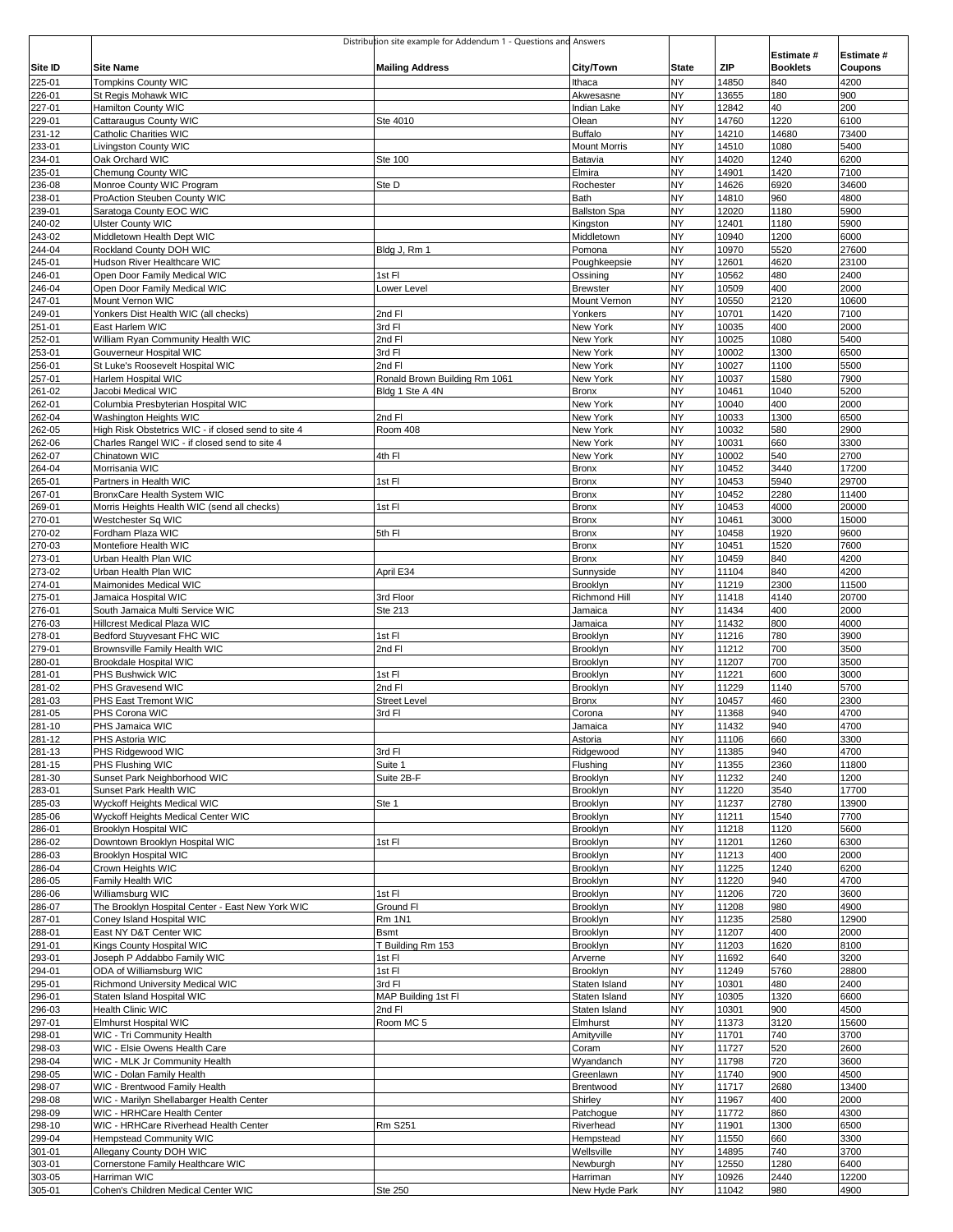Distribution site example for Addendum 1 - Questions and Answers

| Site ID | Site Name | Mailing Address | City/Town | State | ZIP | Estimate # Booklets | Estimate # Coupons |
|---|---|---|---|---|---|---|---|
| 225-01 | Tompkins County WIC | | Ithaca | NY | 14850 | 840 | 4200 |
| 226-01 | St Regis Mohawk WIC | | Akwesasne | NY | 13655 | 180 | 900 |
| 227-01 | Hamilton County WIC | | Indian Lake | NY | 12842 | 40 | 200 |
| 229-01 | Cattaraugus County WIC | Ste 4010 | Olean | NY | 14760 | 1220 | 6100 |
| 231-12 | Catholic Charities WIC | | Buffalo | NY | 14210 | 14680 | 73400 |
| 233-01 | Livingston County WIC | | Mount Morris | NY | 14510 | 1080 | 5400 |
| 234-01 | Oak Orchard WIC | Ste 100 | Batavia | NY | 14020 | 1240 | 6200 |
| 235-01 | Chemung County WIC | | Elmira | NY | 14901 | 1420 | 7100 |
| 236-08 | Monroe County WIC Program | Ste D | Rochester | NY | 14626 | 6920 | 34600 |
| 238-01 | ProAction Steuben County WIC | | Bath | NY | 14810 | 960 | 4800 |
| 239-01 | Saratoga County EOC WIC | | Ballston Spa | NY | 12020 | 1180 | 5900 |
| 240-02 | Ulster County WIC | | Kingston | NY | 12401 | 1180 | 5900 |
| 243-02 | Middletown Health Dept WIC | | Middletown | NY | 10940 | 1200 | 6000 |
| 244-04 | Rockland County DOH WIC | Bldg J, Rm 1 | Pomona | NY | 10970 | 5520 | 27600 |
| 245-01 | Hudson River Healthcare WIC | | Poughkeepsie | NY | 12601 | 4620 | 23100 |
| 246-01 | Open Door Family Medical WIC | 1st Fl | Ossining | NY | 10562 | 480 | 2400 |
| 246-04 | Open Door Family Medical WIC | Lower Level | Brewster | NY | 10509 | 400 | 2000 |
| 247-01 | Mount Vernon WIC | | Mount Vernon | NY | 10550 | 2120 | 10600 |
| 249-01 | Yonkers Dist Health WIC (all checks) | 2nd Fl | Yonkers | NY | 10701 | 1420 | 7100 |
| 251-01 | East Harlem WIC | 3rd Fl | New York | NY | 10035 | 400 | 2000 |
| 252-01 | William Ryan Community Health WIC | 2nd Fl | New York | NY | 10025 | 1080 | 5400 |
| 253-01 | Gouverneur Hospital WIC | 3rd Fl | New York | NY | 10002 | 1300 | 6500 |
| 256-01 | St Luke's Roosevelt Hospital WIC | 2nd Fl | New York | NY | 10027 | 1100 | 5500 |
| 257-01 | Harlem Hospital WIC | Ronald Brown Building Rm 1061 | New York | NY | 10037 | 1580 | 7900 |
| 261-02 | Jacobi Medical WIC | Bldg 1 Ste A 4N | Bronx | NY | 10461 | 1040 | 5200 |
| 262-01 | Columbia Presbyterian Hospital WIC | | New York | NY | 10040 | 400 | 2000 |
| 262-04 | Washington Heights WIC | 2nd Fl | New York | NY | 10033 | 1300 | 6500 |
| 262-05 | High Risk Obstetrics WIC - if closed send to site 4 | Room 408 | New York | NY | 10032 | 580 | 2900 |
| 262-06 | Charles Rangel WIC - if closed send to site 4 | | New York | NY | 10031 | 660 | 3300 |
| 262-07 | Chinatown WIC | 4th Fl | New York | NY | 10002 | 540 | 2700 |
| 264-04 | Morrisania WIC | | Bronx | NY | 10452 | 3440 | 17200 |
| 265-01 | Partners in Health WIC | 1st Fl | Bronx | NY | 10453 | 5940 | 29700 |
| 267-01 | BronxCare Health System WIC | | Bronx | NY | 10452 | 2280 | 11400 |
| 269-01 | Morris Heights Health WIC (send all checks) | 1st Fl | Bronx | NY | 10453 | 4000 | 20000 |
| 270-01 | Westchester Sq WIC | | Bronx | NY | 10461 | 3000 | 15000 |
| 270-02 | Fordham Plaza WIC | 5th Fl | Bronx | NY | 10458 | 1920 | 9600 |
| 270-03 | Montefiore Health WIC | | Bronx | NY | 10451 | 1520 | 7600 |
| 273-01 | Urban Health Plan WIC | | Bronx | NY | 10459 | 840 | 4200 |
| 273-02 | Urban Health Plan WIC | April E34 | Sunnyside | NY | 11104 | 840 | 4200 |
| 274-01 | Maimonides Medical WIC | | Brooklyn | NY | 11219 | 2300 | 11500 |
| 275-01 | Jamaica Hospital WIC | 3rd Floor | Richmond Hill | NY | 11418 | 4140 | 20700 |
| 276-01 | South Jamaica Multi Service WIC | Ste 213 | Jamaica | NY | 11434 | 400 | 2000 |
| 276-03 | Hillcrest Medical Plaza WIC | | Jamaica | NY | 11432 | 800 | 4000 |
| 278-01 | Bedford Stuyvesant FHC WIC | 1st Fl | Brooklyn | NY | 11216 | 780 | 3900 |
| 279-01 | Brownsville Family Health WIC | 2nd Fl | Brooklyn | NY | 11212 | 700 | 3500 |
| 280-01 | Brookdale Hospital WIC | | Brooklyn | NY | 11207 | 700 | 3500 |
| 281-01 | PHS Bushwick WIC | 1st Fl | Brooklyn | NY | 11221 | 600 | 3000 |
| 281-02 | PHS Gravesend WIC | 2nd Fl | Brooklyn | NY | 11229 | 1140 | 5700 |
| 281-03 | PHS East Tremont WIC | Street Level | Bronx | NY | 10457 | 460 | 2300 |
| 281-05 | PHS Corona WIC | 3rd Fl | Corona | NY | 11368 | 940 | 4700 |
| 281-10 | PHS Jamaica WIC | | Jamaica | NY | 11432 | 940 | 4700 |
| 281-12 | PHS Astoria WIC | | Astoria | NY | 11106 | 660 | 3300 |
| 281-13 | PHS Ridgewood WIC | 3rd Fl | Ridgewood | NY | 11385 | 940 | 4700 |
| 281-15 | PHS Flushing WIC | Suite 1 | Flushing | NY | 11355 | 2360 | 11800 |
| 281-30 | Sunset Park Neighborhood WIC | Suite 2B-F | Brooklyn | NY | 11232 | 240 | 1200 |
| 283-01 | Sunset Park Health WIC | | Brooklyn | NY | 11220 | 3540 | 17700 |
| 285-03 | Wyckoff Heights Medical WIC | Ste 1 | Brooklyn | NY | 11237 | 2780 | 13900 |
| 285-06 | Wyckoff Heights Medical Center WIC | | Brooklyn | NY | 11211 | 1540 | 7700 |
| 286-01 | Brooklyn Hospital WIC | | Brooklyn | NY | 11218 | 1120 | 5600 |
| 286-02 | Downtown Brooklyn Hospital WIC | 1st Fl | Brooklyn | NY | 11201 | 1260 | 6300 |
| 286-03 | Brooklyn Hospital WIC | | Brooklyn | NY | 11213 | 400 | 2000 |
| 286-04 | Crown Heights WIC | | Brooklyn | NY | 11225 | 1240 | 6200 |
| 286-05 | Family Health WIC | | Brooklyn | NY | 11220 | 940 | 4700 |
| 286-06 | Williamsburg WIC | 1st Fl | Brooklyn | NY | 11206 | 720 | 3600 |
| 286-07 | The Brooklyn Hospital Center - East New York WIC | Ground Fl | Brooklyn | NY | 11208 | 980 | 4900 |
| 287-01 | Coney Island Hospital WIC | Rm 1N1 | Brooklyn | NY | 11235 | 2580 | 12900 |
| 288-01 | East NY D&T Center WIC | Bsmt | Brooklyn | NY | 11207 | 400 | 2000 |
| 291-01 | Kings County Hospital WIC | T Building Rm 153 | Brooklyn | NY | 11203 | 1620 | 8100 |
| 293-01 | Joseph P Addabbo Family WIC | 1st Fl | Arverne | NY | 11692 | 640 | 3200 |
| 294-01 | ODA of Williamsburg WIC | 1st Fl | Brooklyn | NY | 11249 | 5760 | 28800 |
| 295-01 | Richmond University Medical WIC | 3rd Fl | Staten Island | NY | 10301 | 480 | 2400 |
| 296-01 | Staten Island Hospital WIC | MAP Building 1st Fl | Staten Island | NY | 10305 | 1320 | 6600 |
| 296-03 | Health Clinic WIC | 2nd Fl | Staten Island | NY | 10301 | 900 | 4500 |
| 297-01 | Elmhurst Hospital WIC | Room MC 5 | Elmhurst | NY | 11373 | 3120 | 15600 |
| 298-01 | WIC - Tri Community Health | | Amityville | NY | 11701 | 740 | 3700 |
| 298-03 | WIC - Elsie Owens Health Care | | Coram | NY | 11727 | 520 | 2600 |
| 298-04 | WIC - MLK Jr Community Health | | Wyandanch | NY | 11798 | 720 | 3600 |
| 298-05 | WIC - Dolan Family Health | | Greenlawn | NY | 11740 | 900 | 4500 |
| 298-07 | WIC - Brentwood Family Health | | Brentwood | NY | 11717 | 2680 | 13400 |
| 298-08 | WIC - Marilyn Shellabarger Health Center | | Shirley | NY | 11967 | 400 | 2000 |
| 298-09 | WIC - HRHCare Health Center | | Patchogue | NY | 11772 | 860 | 4300 |
| 298-10 | WIC - HRHCare Riverhead Health Center | Rm S251 | Riverhead | NY | 11901 | 1300 | 6500 |
| 299-04 | Hempstead Community WIC | | Hempstead | NY | 11550 | 660 | 3300 |
| 301-01 | Allegany County DOH WIC | | Wellsville | NY | 14895 | 740 | 3700 |
| 303-01 | Cornerstone Family Healthcare WIC | | Newburgh | NY | 12550 | 1280 | 6400 |
| 303-05 | Harriman WIC | | Harriman | NY | 10926 | 2440 | 12200 |
| 305-01 | Cohen's Children Medical Center WIC | Ste 250 | New Hyde Park | NY | 11042 | 980 | 4900 |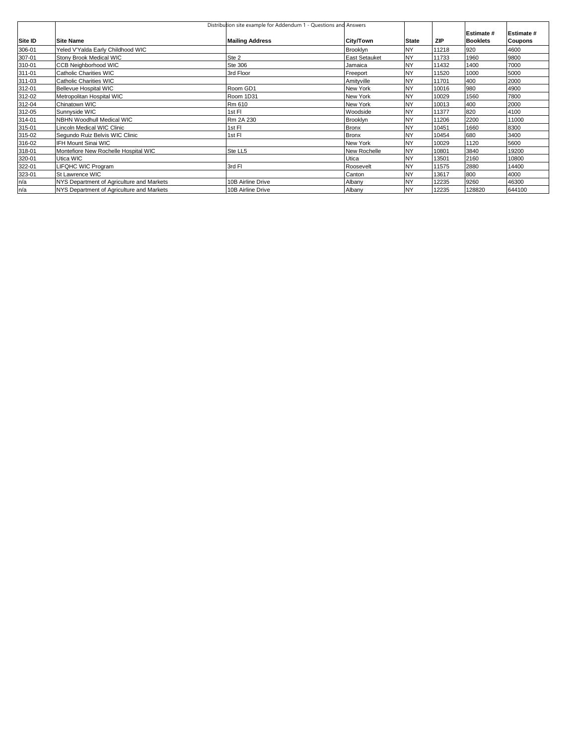Distribution site example for Addendum 1 - Questions and Answers

| Site ID | Site Name | Mailing Address | City/Town | State | ZIP | Estimate # Booklets | Estimate # Coupons |
|---|---|---|---|---|---|---|---|
| 306-01 | Yeled V'Yalda Early Childhood WIC | | Brooklyn | NY | 11218 | 920 | 4600 |
| 307-01 | Stony Brook Medical WIC | Ste 2 | East Setauket | NY | 11733 | 1960 | 9800 |
| 310-01 | CCB Neighborhood WIC | Ste 306 | Jamaica | NY | 11432 | 1400 | 7000 |
| 311-01 | Catholic Charities WIC | 3rd Floor | Freeport | NY | 11520 | 1000 | 5000 |
| 311-03 | Catholic Charities WIC | | Amityville | NY | 11701 | 400 | 2000 |
| 312-01 | Bellevue Hospital WIC | Room GD1 | New York | NY | 10016 | 980 | 4900 |
| 312-02 | Metropolitan Hospital WIC | Room 1D31 | New York | NY | 10029 | 1560 | 7800 |
| 312-04 | Chinatown WIC | Rm 610 | New York | NY | 10013 | 400 | 2000 |
| 312-05 | Sunnyside WIC | 1st Fl | Woodside | NY | 11377 | 820 | 4100 |
| 314-01 | NBHN Woodhull Medical WIC | Rm 2A 230 | Brooklyn | NY | 11206 | 2200 | 11000 |
| 315-01 | Lincoln Medical WIC Clinic | 1st Fl | Bronx | NY | 10451 | 1660 | 8300 |
| 315-02 | Segundo Ruiz Belvis WIC Clinic | 1st Fl | Bronx | NY | 10454 | 680 | 3400 |
| 316-02 | IFH Mount Sinai WIC | | New York | NY | 10029 | 1120 | 5600 |
| 318-01 | Montefiore New Rochelle Hospital WIC | Ste LL5 | New Rochelle | NY | 10801 | 3840 | 19200 |
| 320-01 | Utica WIC | | Utica | NY | 13501 | 2160 | 10800 |
| 322-01 | LIFQHC WIC Program | 3rd Fl | Roosevelt | NY | 11575 | 2880 | 14400 |
| 323-01 | St Lawrence WIC | | Canton | NY | 13617 | 800 | 4000 |
| n/a | NYS Department of Agriculture and Markets | 10B Airline Drive | Albany | NY | 12235 | 9260 | 46300 |
| n/a | NYS Department of Agriculture and Markets | 10B Airline Drive | Albany | NY | 12235 | 128820 | 644100 |